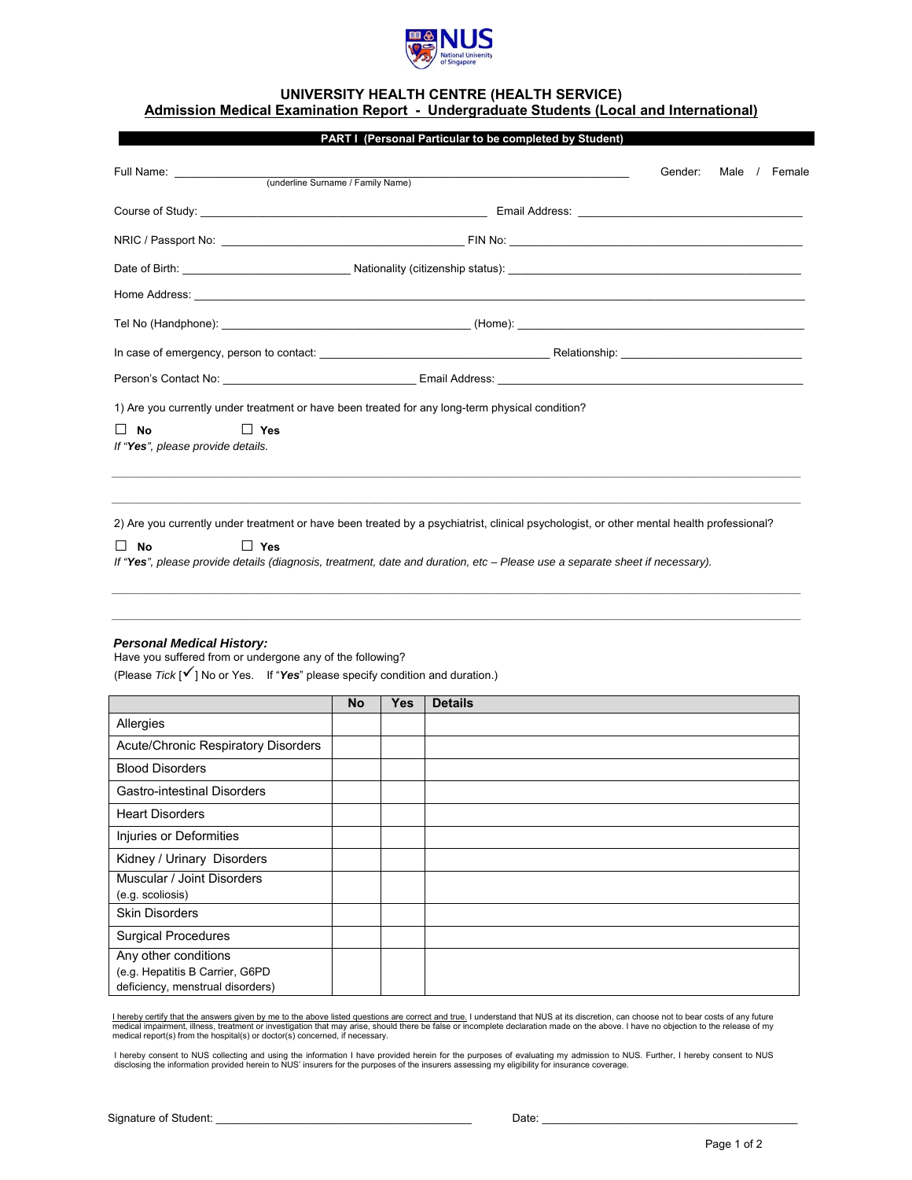# UNIVERSITY HEALTH CENTRE (HEALTH SERVICE)

## Admission Medical Examination Report - Undergraduate Students (Local and International)

**PART I (Personal Particular to be completed by Student)**

Full Name: ______________________________________________ Gender: Male / Female
(underline Surname / Family Name)

Course of Study: ______________________________ Email Address: ______________________________

NRIC / Passport No: ______________________________ FIN No: ______________________________

Date of Birth: ______________________ Nationality (citizenship status): ______________________________

Home Address: ______________________________________________________________

Tel No (Handphone): ______________________________ (Home): ______________________________

In case of emergency, person to contact: ______________________________ Relationship: ______________________

Person's Contact No: ______________________ Email Address: ______________________________

1) Are you currently under treatment or have been treated for any long-term physical condition?

☐ **No** ☐ **Yes**

*If "**Yes**", please provide details.*

______________________________________________________________

______________________________________________________________

2) Are you currently under treatment or have been treated by a psychiatrist, clinical psychologist, or other mental health professional?

☐ **No** ☐ **Yes**

*If "**Yes**", please provide details (diagnosis, treatment, date and duration, etc – Please use a separate sheet if necessary).*

______________________________________________________________

______________________________________________________________

***Personal Medical History:***

Have you suffered from or undergone any of the following?

(Please *Tick* [✓] No or Yes. If "***Yes***" please specify condition and duration.)

| | No | Yes | Details |
|---|---|---|---|
| Allergies | | | |
| Acute/Chronic Respiratory Disorders | | | |
| Blood Disorders | | | |
| Gastro-intestinal Disorders | | | |
| Heart Disorders | | | |
| Injuries or Deformities | | | |
| Kidney / Urinary Disorders | | | |
| Muscular / Joint Disorders (e.g. scoliosis) | | | |
| Skin Disorders | | | |
| Surgical Procedures | | | |
| Any other conditions (e.g. Hepatitis B Carrier, G6PD deficiency, menstrual disorders) | | | |

I hereby certify that the answers given by me to the above listed questions are correct and true. I understand that NUS at its discretion, can choose not to bear costs of any future medical impairment, illness, treatment or investigation that may arise, should there be false or incomplete declaration made on the above. I have no objection to the release of my medical report(s) from the hospital(s) or doctor(s) concerned, if necessary.

I hereby consent to NUS collecting and using the information I have provided herein for the purposes of evaluating my admission to NUS. Further, I hereby consent to NUS disclosing the information provided herein to NUS' insurers for the purposes of the insurers assessing my eligibility for insurance coverage.

Signature of Student: ______________________________ Date: ______________________________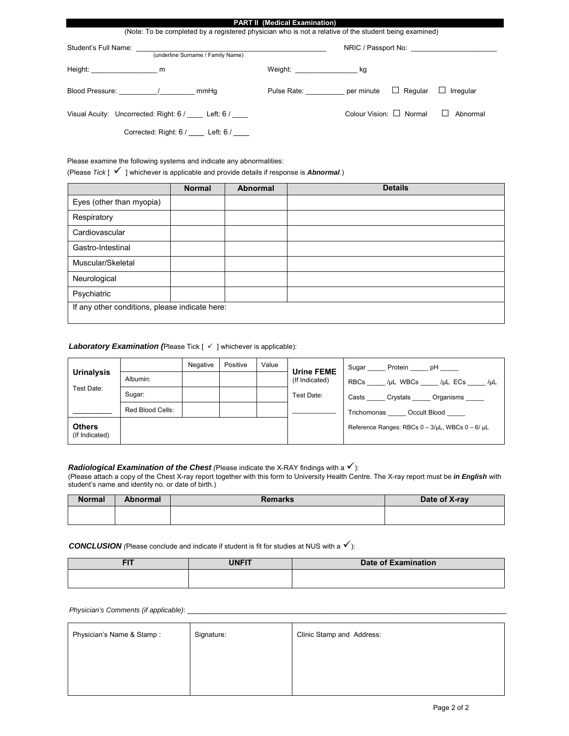## PART II (Medical Examination)

(Note: To be completed by a registered physician who is not a relative of the student being examined)

Student's Full Name: ______________________________________________ (underline Surname / Family Name)   NRIC / Passport No: ____________________

Height: ________________ m   Weight: ________________ kg

Blood Pressure: __________/_________ mmHg   Pulse Rate: __________ per minute ☐ Regular ☐ Irregular

Visual Acuity: Uncorrected: Right: 6 / ____ Left: 6 / ____   Colour Vision: ☐ Normal ☐ Abnormal

Corrected: Right: 6 / ____ Left: 6 / ____

Please examine the following systems and indicate any abnormalities:
(Please *Tick* [ ✓ ] whichever is applicable and provide details if response is ***Abnormal***.)

| | Normal | Abnormal | Details |
|---|---|---|---|
| Eyes (other than myopia) | | | |
| Respiratory | | | |
| Cardiovascular | | | |
| Gastro-Intestinal | | | |
| Muscular/Skeletal | | | |
| Neurological | | | |
| Psychiatric | | | |
| If any other conditions, please indicate here: | | | |

***Laboratory Examination (****Please Tick [ ✓ ] whichever is applicable*):

| Urinalysis<br>Test Date:<br>__________ | | Negative | Positive | Value | Urine FEME<br>(If Indicated)<br>Test Date:<br>__________ | Sugar _____ Protein _____ pH _____<br>RBCs _____ /µL WBCs _____ /µL ECs _____ /µL<br>Casts _____ Crystals _____ Organisms _____<br>Trichomonas _____ Occult Blood _____<br>Reference Ranges: RBCs 0 – 3/µL, WBCs 0 – 6/ µL |
|---|---|---|---|---|---|---|
| | Albumin: | | | | | |
| | Sugar: | | | | | |
| | Red Blood Cells: | | | | | |
| Others<br>(If Indicated) | | | | | | |

***Radiological Examination of the Chest*** *(Please indicate the X-RAY findings with a* ✓):
(Please attach a copy of the Chest X-ray report together with this form to University Health Centre. The X-ray report must be ***in English*** with student's name and identity no. or date of birth.)

| Normal | Abnormal | Remarks | Date of X-ray |
|---|---|---|---|
| | | | |

***CONCLUSION*** *(Please conclude and indicate if student is fit for studies at NUS with a* ✓):

| FIT | UNFIT | Date of Examination |
|---|---|---|
| | | |

*Physician's Comments (if applicable)*: ____________________________________________

| Physician's Name & Stamp : | Signature: | Clinic Stamp and Address: |
|---|---|---|
| | | |